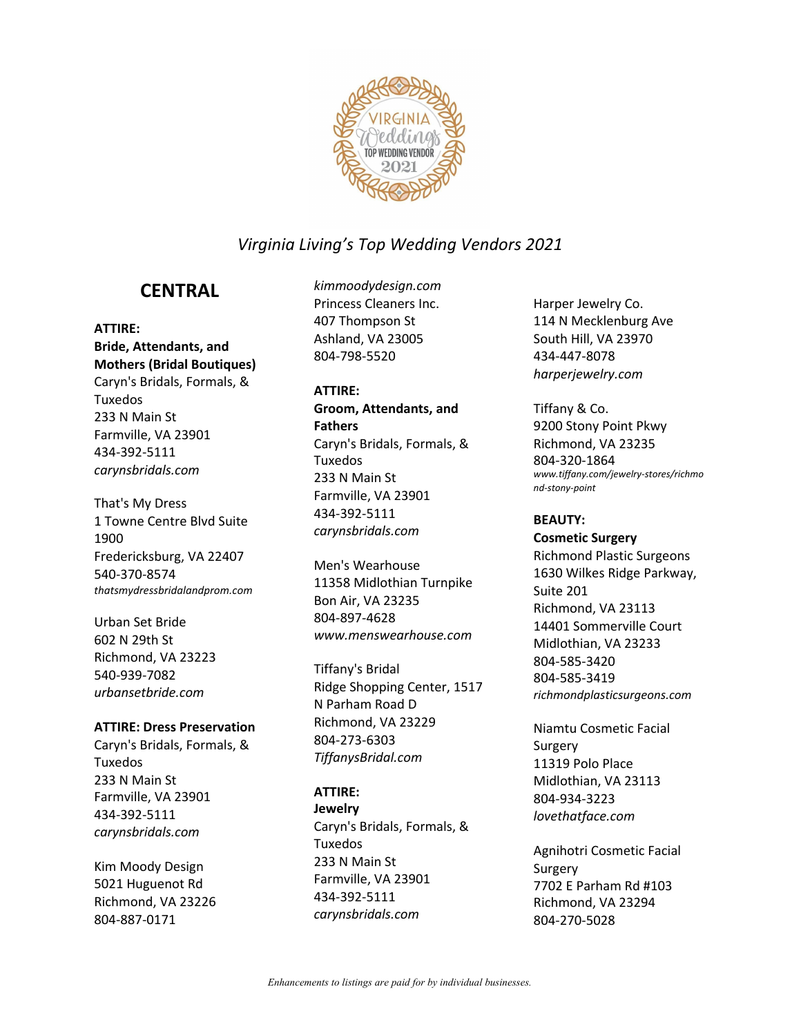*Virginia Living's Top Wedding Vendors 2021*

## CENTRAL

**ATTIRE:**
**Bride, Attendants, and Mothers (Bridal Boutiques)**

Caryn's Bridals, Formals, & Tuxedos
233 N Main St
Farmville, VA 23901
434-392-5111
*carynsbridals.com*

That's My Dress
1 Towne Centre Blvd Suite 1900
Fredericksburg, VA 22407
540-370-8574
*thatsmydressbridalandprom.com*

Urban Set Bride
602 N 29th St
Richmond, VA 23223
540-939-7082
*urbansetbride.com*

**ATTIRE: Dress Preservation**

Caryn's Bridals, Formals, & Tuxedos
233 N Main St
Farmville, VA 23901
434-392-5111
*carynsbridals.com*

Kim Moody Design
5021 Huguenot Rd
Richmond, VA 23226
804-887-0171
*kimmoodydesign.com*

Princess Cleaners Inc.
407 Thompson St
Ashland, VA 23005
804-798-5520

**ATTIRE:**
**Groom, Attendants, and Fathers**

Caryn's Bridals, Formals, & Tuxedos
233 N Main St
Farmville, VA 23901
434-392-5111
*carynsbridals.com*

Men's Wearhouse
11358 Midlothian Turnpike
Bon Air, VA 23235
804-897-4628
*www.menswearhouse.com*

Tiffany's Bridal
Ridge Shopping Center, 1517 N Parham Road D
Richmond, VA 23229
804-273-6303
*TiffanysBridal.com*

**ATTIRE:**
**Jewelry**

Caryn's Bridals, Formals, & Tuxedos
233 N Main St
Farmville, VA 23901
434-392-5111
*carynsbridals.com*

Harper Jewelry Co.
114 N Mecklenburg Ave
South Hill, VA 23970
434-447-8078
*harperjewelry.com*

Tiffany & Co.
9200 Stony Point Pkwy
Richmond, VA 23235
804-320-1864
*www.tiffany.com/jewelry-stores/richmond-stony-point*

**BEAUTY:**
**Cosmetic Surgery**

Richmond Plastic Surgeons
1630 Wilkes Ridge Parkway, Suite 201
Richmond, VA 23113
14401 Sommerville Court
Midlothian, VA 23233
804-585-3420
804-585-3419
*richmondplasticsurgeons.com*

Niamtu Cosmetic Facial Surgery
11319 Polo Place
Midlothian, VA 23113
804-934-3223
*lovethatface.com*

Agnihotri Cosmetic Facial Surgery
7702 E Parham Rd #103
Richmond, VA 23294
804-270-5028

*Enhancements to listings are paid for by individual businesses.*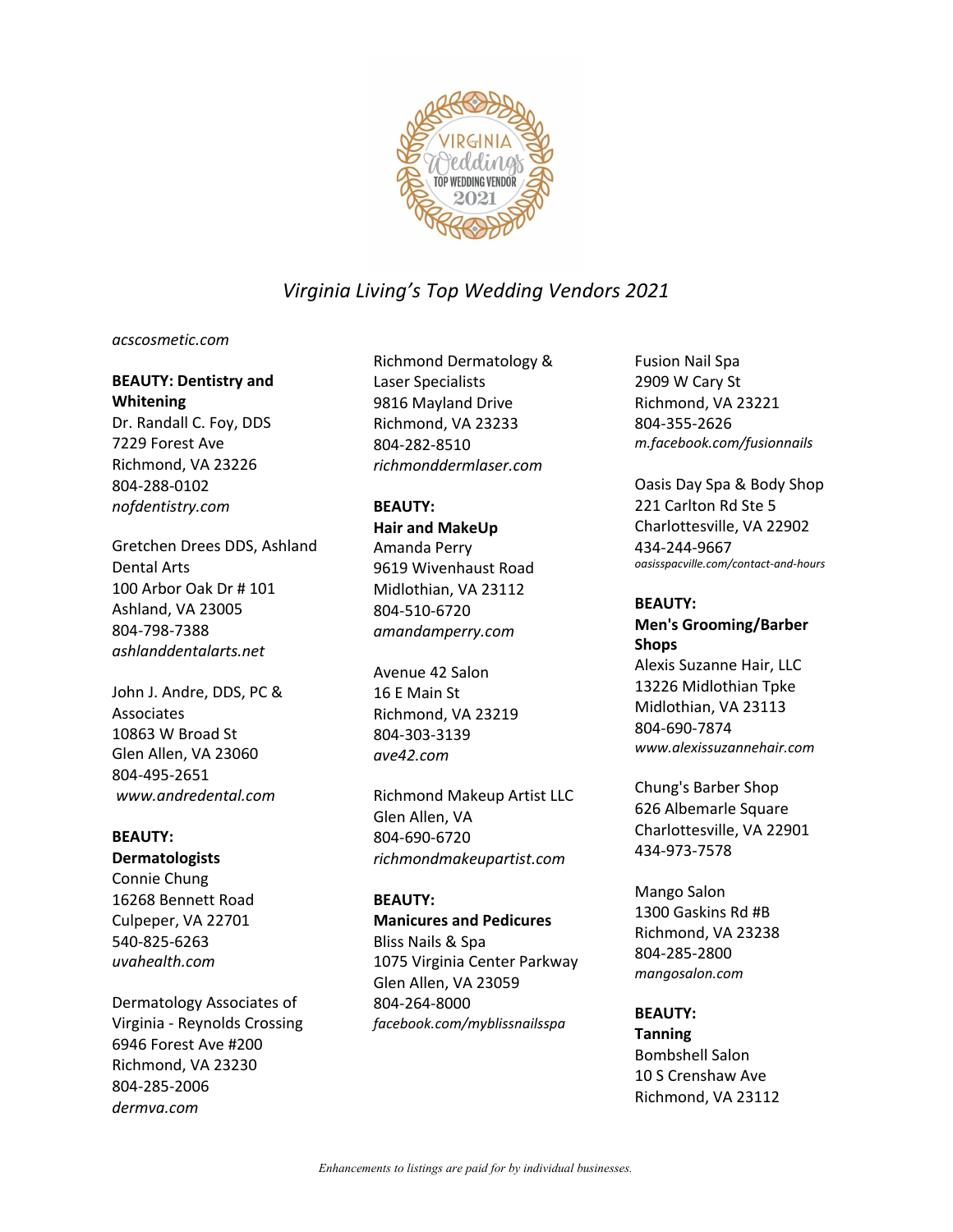*Virginia Living's Top Wedding Vendors 2021*

*acscosmetic.com*

**BEAUTY: Dentistry and Whitening**

Dr. Randall C. Foy, DDS
7229 Forest Ave
Richmond, VA 23226
804-288-0102
*nofdentistry.com*

Gretchen Drees DDS, Ashland Dental Arts
100 Arbor Oak Dr # 101
Ashland, VA 23005
804-798-7388
*ashlanddentalarts.net*

John J. Andre, DDS, PC & Associates
10863 W Broad St
Glen Allen, VA 23060
804-495-2651
*www.andredental.com*

**BEAUTY: Dermatologists**

Connie Chung
16268 Bennett Road
Culpeper, VA 22701
540-825-6263
*uvahealth.com*

Dermatology Associates of Virginia - Reynolds Crossing
6946 Forest Ave #200
Richmond, VA 23230
804-285-2006
*dermva.com*

Richmond Dermatology & Laser Specialists
9816 Mayland Drive
Richmond, VA 23233
804-282-8510
*richmonddermlaser.com*

**BEAUTY: Hair and MakeUp**

Amanda Perry
9619 Wivenhaust Road
Midlothian, VA 23112
804-510-6720
*amandamperry.com*

Avenue 42 Salon
16 E Main St
Richmond, VA 23219
804-303-3139
*ave42.com*

Richmond Makeup Artist LLC
Glen Allen, VA
804-690-6720
*richmondmakeupartist.com*

**BEAUTY: Manicures and Pedicures**

Bliss Nails & Spa
1075 Virginia Center Parkway
Glen Allen, VA 23059
804-264-8000
*facebook.com/myblissnailsspa*

Fusion Nail Spa
2909 W Cary St
Richmond, VA 23221
804-355-2626
*m.facebook.com/fusionnails*

Oasis Day Spa & Body Shop
221 Carlton Rd Ste 5
Charlottesville, VA 22902
434-244-9667
*oasisspacville.com/contact-and-hours*

**BEAUTY: Men's Grooming/Barber Shops**

Alexis Suzanne Hair, LLC
13226 Midlothian Tpke
Midlothian, VA 23113
804-690-7874
*www.alexissuzannehair.com*

Chung's Barber Shop
626 Albemarle Square
Charlottesville, VA 22901
434-973-7578

Mango Salon
1300 Gaskins Rd #B
Richmond, VA 23238
804-285-2800
*mangosalon.com*

**BEAUTY: Tanning**

Bombshell Salon
10 S Crenshaw Ave
Richmond, VA 23112

*Enhancements to listings are paid for by individual businesses.*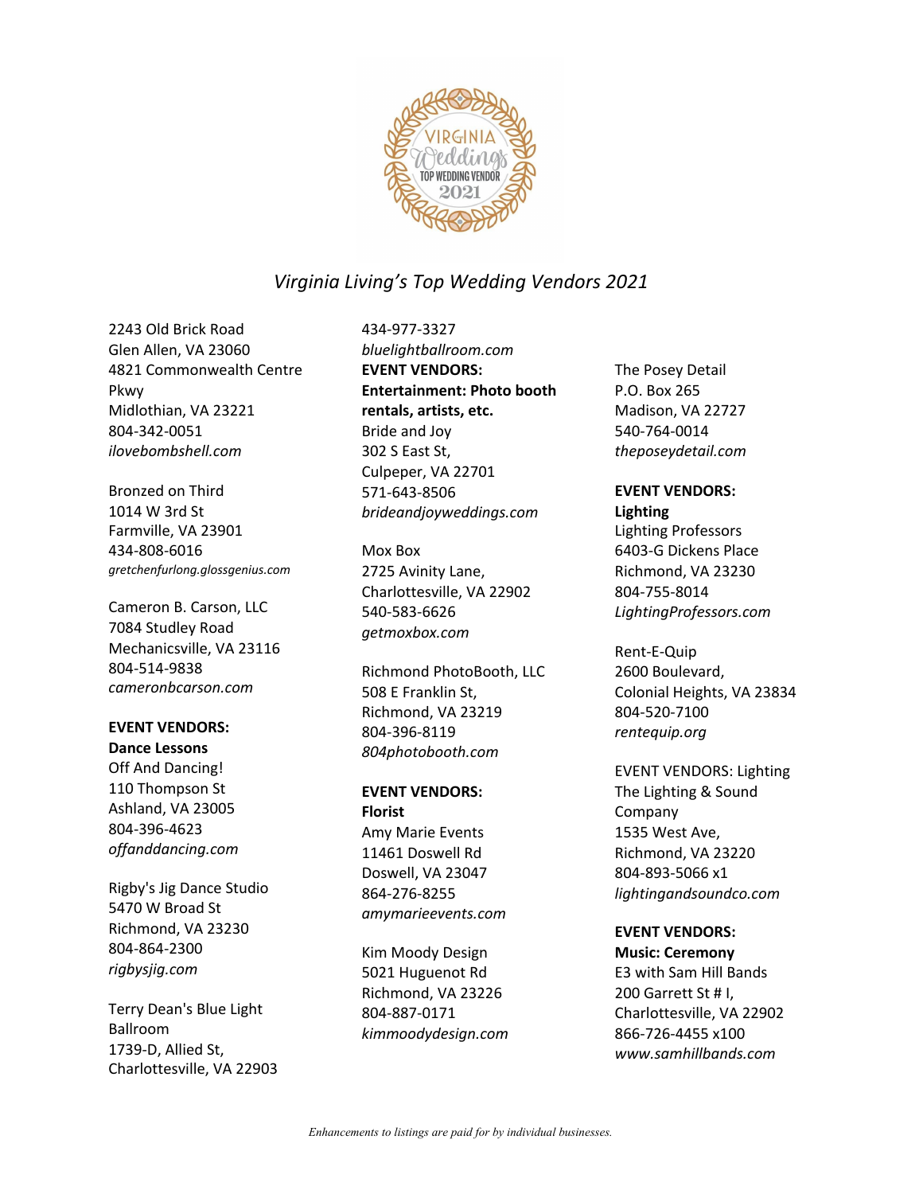*Virginia Living's Top Wedding Vendors 2021*

2243 Old Brick Road
Glen Allen, VA 23060
4821 Commonwealth Centre Pkwy
Midlothian, VA 23221
804-342-0051
*ilovebombshell.com*

Bronzed on Third
1014 W 3rd St
Farmville, VA 23901
434-808-6016
*gretchenfurlong.glossgenius.com*

Cameron B. Carson, LLC
7084 Studley Road
Mechanicsville, VA 23116
804-514-9838
*cameronbcarson.com*

**EVENT VENDORS: Dance Lessons**

Off And Dancing!
110 Thompson St
Ashland, VA 23005
804-396-4623
*offanddancing.com*

Rigby's Jig Dance Studio
5470 W Broad St
Richmond, VA 23230
804-864-2300
*rigbysjig.com*

Terry Dean's Blue Light Ballroom
1739-D, Allied St,
Charlottesville, VA 22903
434-977-3327
*bluelightballroom.com*

**EVENT VENDORS: Entertainment: Photo booth rentals, artists, etc.**

Bride and Joy
302 S East St,
Culpeper, VA 22701
571-643-8506
*brideandjoyweddings.com*

Mox Box
2725 Avinity Lane,
Charlottesville, VA 22902
540-583-6626
*getmoxbox.com*

Richmond PhotoBooth, LLC
508 E Franklin St,
Richmond, VA 23219
804-396-8119
*804photobooth.com*

**EVENT VENDORS: Florist**

Amy Marie Events
11461 Doswell Rd
Doswell, VA 23047
864-276-8255
*amymarieevents.com*

Kim Moody Design
5021 Huguenot Rd
Richmond, VA 23226
804-887-0171
*kimmoodydesign.com*

The Posey Detail
P.O. Box 265
Madison, VA 22727
540-764-0014
*theposeydetail.com*

**EVENT VENDORS: Lighting**

Lighting Professors
6403-G Dickens Place
Richmond, VA 23230
804-755-8014
*LightingProfessors.com*

Rent-E-Quip
2600 Boulevard,
Colonial Heights, VA 23834
804-520-7100
*rentequip.org*

EVENT VENDORS: Lighting

The Lighting & Sound Company
1535 West Ave,
Richmond, VA 23220
804-893-5066 x1
*lightingandsoundco.com*

**EVENT VENDORS: Music: Ceremony**

E3 with Sam Hill Bands
200 Garrett St # I,
Charlottesville, VA 22902
866-726-4455 x100
*www.samhillbands.com*

*Enhancements to listings are paid for by individual businesses.*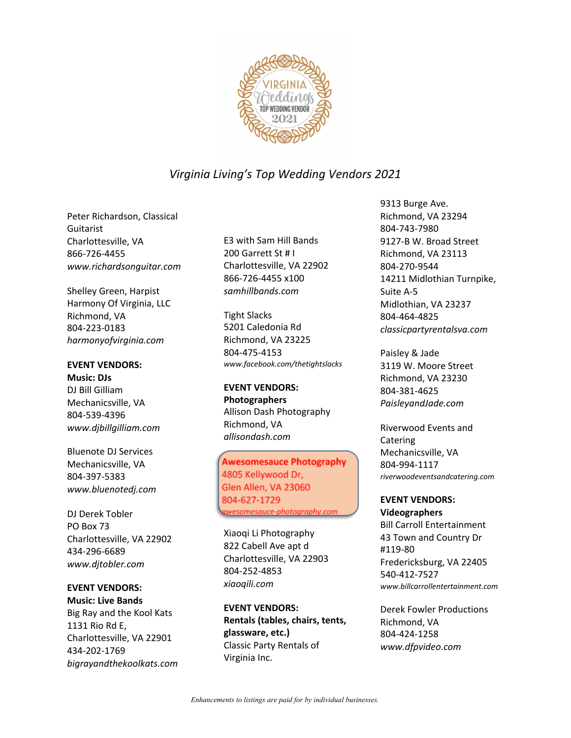# *Virginia Living's Top Wedding Vendors 2021*

Peter Richardson, Classical Guitarist
Charlottesville, VA
866-726-4455
*www.richardsonguitar.com*

Shelley Green, Harpist
Harmony Of Virginia, LLC
Richmond, VA
804-223-0183
*harmonyofvirginia.com*

**EVENT VENDORS:**
**Music: DJs**

DJ Bill Gilliam
Mechanicsville, VA
804-539-4396
*www.djbillgilliam.com*

Bluenote DJ Services
Mechanicsville, VA
804-397-5383
*www.bluenotedj.com*

DJ Derek Tobler
PO Box 73
Charlottesville, VA 22902
434-296-6689
*www.djtobler.com*

**EVENT VENDORS:**
**Music: Live Bands**

Big Ray and the Kool Kats
1131 Rio Rd E,
Charlottesville, VA 22901
434-202-1769
*bigrayandthekoolkats.com*

E3 with Sam Hill Bands
200 Garrett St # I
Charlottesville, VA 22902
866-726-4455 x100
*samhillbands.com*

Tight Slacks
5201 Caledonia Rd
Richmond, VA 23225
804-475-4153
*www.facebook.com/thetightslacks*

**EVENT VENDORS:**
**Photographers**

Allison Dash Photography
Richmond, VA
*allisondash.com*

**Awesomesauce Photography**
4805 Kellywood Dr,
Glen Allen, VA 23060
804-627-1729
*awesomesauce-photography.com*

Xiaoqi Li Photography
822 Cabell Ave apt d
Charlottesville, VA 22903
804-252-4853
*xiaoqili.com*

**EVENT VENDORS:**
**Rentals (tables, chairs, tents, glassware, etc.)**

Classic Party Rentals of Virginia Inc.
9313 Burge Ave.
Richmond, VA 23294
804-743-7980
9127-B W. Broad Street
Richmond, VA 23113
804-270-9544
14211 Midlothian Turnpike, Suite A-5
Midlothian, VA 23237
804-464-4825
*classicpartyrentalsva.com*

Paisley & Jade
3119 W. Moore Street
Richmond, VA 23230
804-381-4625
*PaisleyandJade.com*

Riverwood Events and Catering
Mechanicsville, VA
804-994-1117
*riverwoodeventsandcatering.com*

**EVENT VENDORS:**
**Videographers**

Bill Carroll Entertainment
43 Town and Country Dr #119-80
Fredericksburg, VA 22405
540-412-7527
*www.billcarrollentertainment.com*

Derek Fowler Productions
Richmond, VA
804-424-1258
*www.dfpvideo.com*

*Enhancements to listings are paid for by individual businesses.*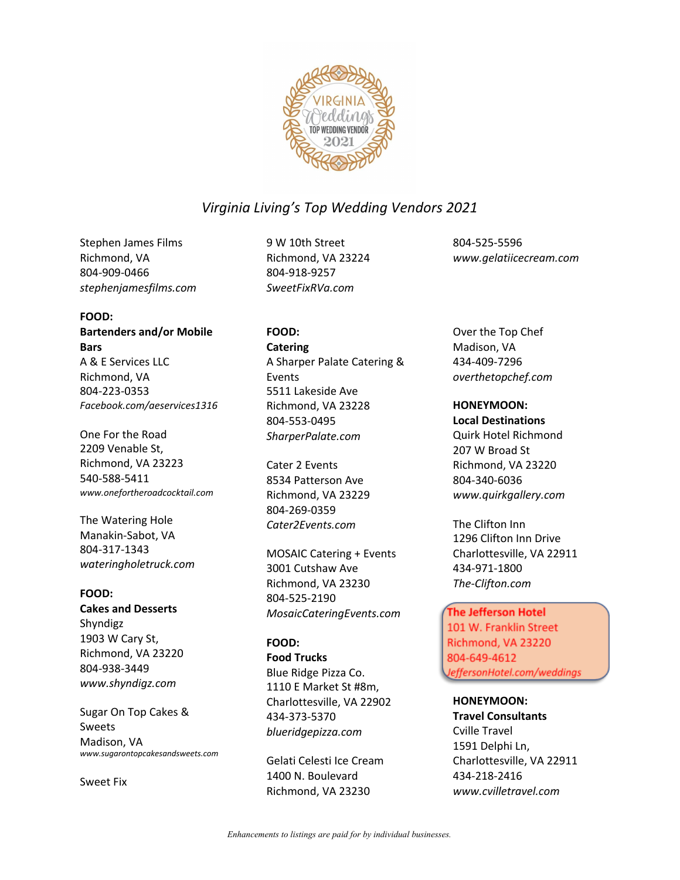*Virginia Living's Top Wedding Vendors 2021*

Stephen James Films
Richmond, VA
804-909-0466
*stephenjamesfilms.com*

**FOOD:**
**Bartenders and/or Mobile Bars**

A & E Services LLC
Richmond, VA
804-223-0353
*Facebook.com/aeservices1316*

One For the Road
2209 Venable St,
Richmond, VA 23223
540-588-5411
*www.onefortheroadcocktail.com*

The Watering Hole
Manakin-Sabot, VA
804-317-1343
*wateringholetruck.com*

**FOOD:**
**Cakes and Desserts**

Shyndigz
1903 W Cary St,
Richmond, VA 23220
804-938-3449
*www.shyndigz.com*

Sugar On Top Cakes & Sweets
Madison, VA
*www.sugarontopcakesandsweets.com*

Sweet Fix
9 W 10th Street
Richmond, VA 23224
804-918-9257
*SweetFixRVa.com*

**FOOD:**
**Catering**

A Sharper Palate Catering & Events
5511 Lakeside Ave
Richmond, VA 23228
804-553-0495
*SharperPalate.com*

Cater 2 Events
8534 Patterson Ave
Richmond, VA 23229
804-269-0359
*Cater2Events.com*

MOSAIC Catering + Events
3001 Cutshaw Ave
Richmond, VA 23230
804-525-2190
*MosaicCateringEvents.com*

**FOOD:**
**Food Trucks**

Blue Ridge Pizza Co.
1110 E Market St #8m,
Charlottesville, VA 22902
434-373-5370
*blueridgepizza.com*

Gelati Celesti Ice Cream
1400 N. Boulevard
Richmond, VA 23230
804-525-5596
*www.gelatiicecream.com*

Over the Top Chef
Madison, VA
434-409-7296
*overthetopchef.com*

**HONEYMOON:**
**Local Destinations**

Quirk Hotel Richmond
207 W Broad St
Richmond, VA 23220
804-340-6036
*www.quirkgallery.com*

The Clifton Inn
1296 Clifton Inn Drive
Charlottesville, VA 22911
434-971-1800
*The-Clifton.com*

**The Jefferson Hotel**
101 W. Franklin Street
Richmond, VA 23220
804-649-4612
*JeffersonHotel.com/weddings*

**HONEYMOON:**
**Travel Consultants**

Cville Travel
1591 Delphi Ln,
Charlottesville, VA 22911
434-218-2416
*www.cvilletravel.com*

*Enhancements to listings are paid for by individual businesses.*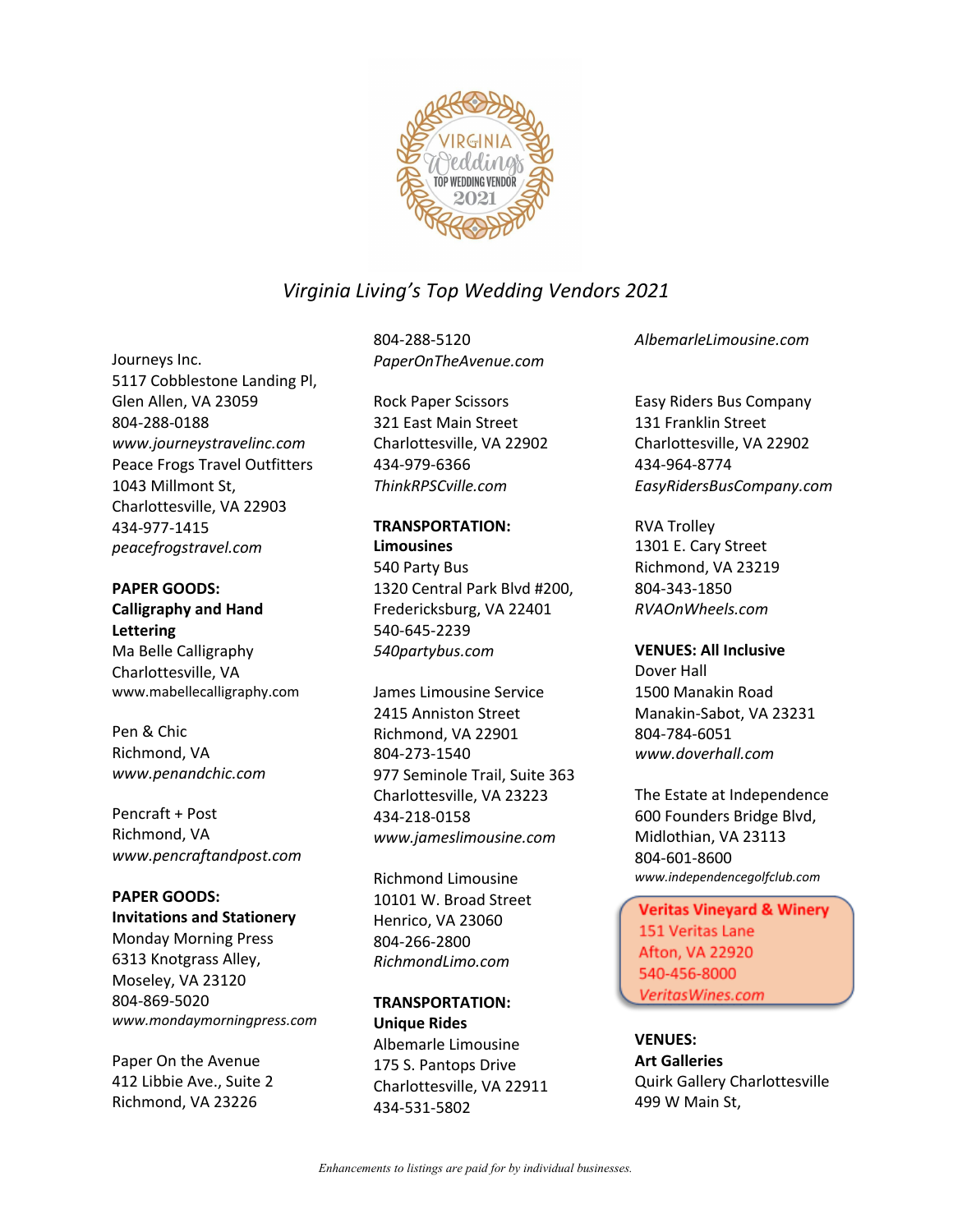*Virginia Living's Top Wedding Vendors 2021*

Journeys Inc.
5117 Cobblestone Landing Pl,
Glen Allen, VA 23059
804-288-0188
*www.journeystravelinc.com*

Peace Frogs Travel Outfitters
1043 Millmont St,
Charlottesville, VA 22903
434-977-1415
*peacefrogstravel.com*

**PAPER GOODS:**
**Calligraphy and Hand Lettering**

Ma Belle Calligraphy
Charlottesville, VA
www.mabellecalligraphy.com

Pen & Chic
Richmond, VA
*www.penandchic.com*

Pencraft + Post
Richmond, VA
*www.pencraftandpost.com*

**PAPER GOODS:**
**Invitations and Stationery**

Monday Morning Press
6313 Knotgrass Alley,
Moseley, VA 23120
804-869-5020
*www.mondaymorningpress.com*

Paper On the Avenue
412 Libbie Ave., Suite 2
Richmond, VA 23226
804-288-5120
*PaperOnTheAvenue.com*

Rock Paper Scissors
321 East Main Street
Charlottesville, VA 22902
434-979-6366
*ThinkRPSCville.com*

**TRANSPORTATION:**
**Limousines**

540 Party Bus
1320 Central Park Blvd #200,
Fredericksburg, VA 22401
540-645-2239
*540partybus.com*

James Limousine Service
2415 Anniston Street
Richmond, VA 22901
804-273-1540
977 Seminole Trail, Suite 363
Charlottesville, VA 23223
434-218-0158
*www.jameslimousine.com*

Richmond Limousine
10101 W. Broad Street
Henrico, VA 23060
804-266-2800
*RichmondLimo.com*

**TRANSPORTATION:**
**Unique Rides**

Albemarle Limousine
175 S. Pantops Drive
Charlottesville, VA 22911
434-531-5802
*AlbemarleLimousine.com*

Easy Riders Bus Company
131 Franklin Street
Charlottesville, VA 22902
434-964-8774
*EasyRidersBusCompany.com*

RVA Trolley
1301 E. Cary Street
Richmond, VA 23219
804-343-1850
*RVAOnWheels.com*

**VENUES: All Inclusive**

Dover Hall
1500 Manakin Road
Manakin-Sabot, VA 23231
804-784-6051
*www.doverhall.com*

The Estate at Independence
600 Founders Bridge Blvd,
Midlothian, VA 23113
804-601-8600
*www.independencegolfclub.com*

**Veritas Vineyard & Winery**
151 Veritas Lane
Afton, VA 22920
540-456-8000
*VeritasWines.com*

**VENUES:**
**Art Galleries**

Quirk Gallery Charlottesville
499 W Main St,

*Enhancements to listings are paid for by individual businesses.*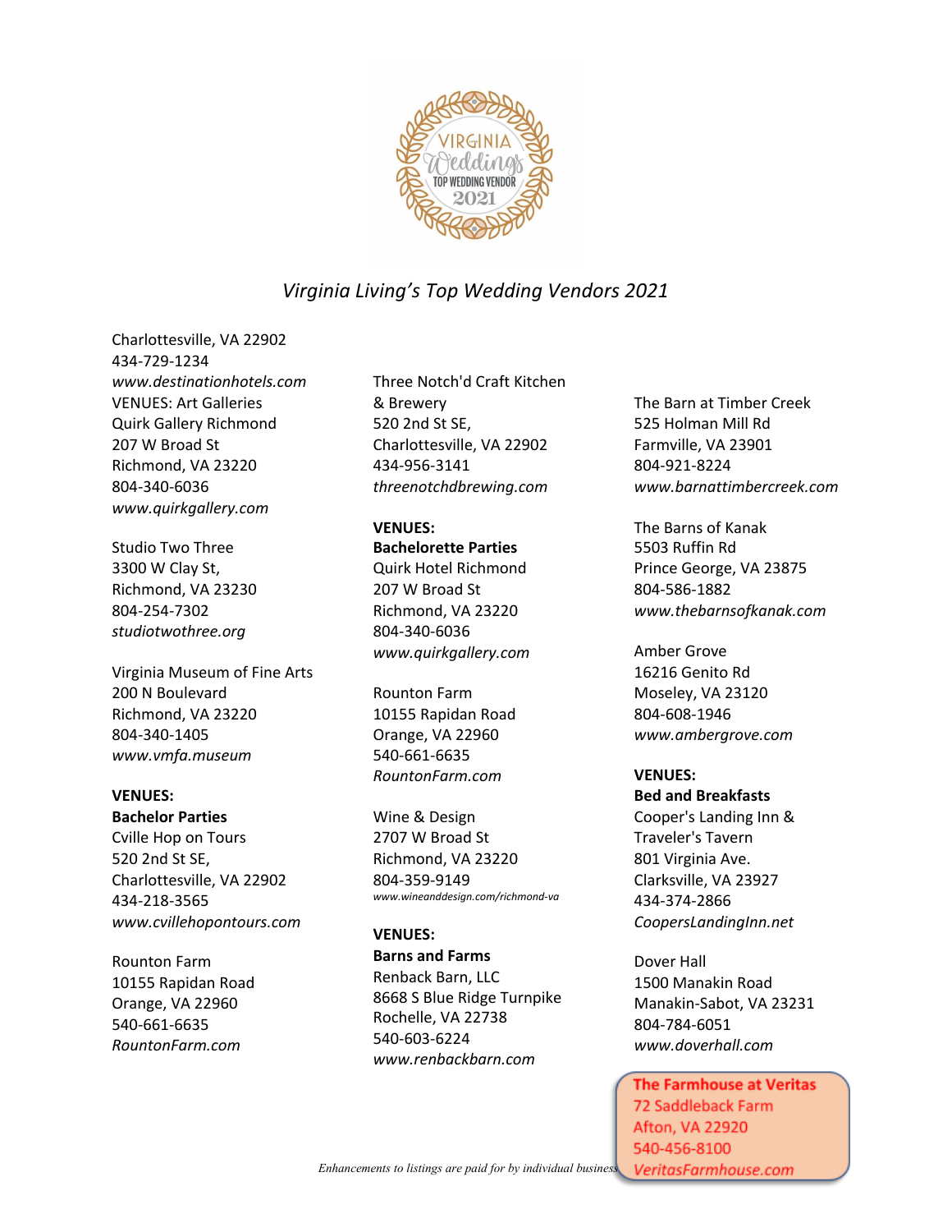*Virginia Living's Top Wedding Vendors 2021*

Charlottesville, VA 22902
434-729-1234
*www.destinationhotels.com*

VENUES: Art Galleries
Quirk Gallery Richmond
207 W Broad St
Richmond, VA 23220
804-340-6036
*www.quirkgallery.com*

Studio Two Three
3300 W Clay St,
Richmond, VA 23230
804-254-7302
*studiotwothree.org*

Virginia Museum of Fine Arts
200 N Boulevard
Richmond, VA 23220
804-340-1405
*www.vmfa.museum*

**VENUES:**
**Bachelor Parties**
Cville Hop on Tours
520 2nd St SE,
Charlottesville, VA 22902
434-218-3565
*www.cvillehopontours.com*

Rounton Farm
10155 Rapidan Road
Orange, VA 22960
540-661-6635
*RountonFarm.com*

Three Notch'd Craft Kitchen & Brewery
520 2nd St SE,
Charlottesville, VA 22902
434-956-3141
*threenotchdbrewing.com*

**VENUES:**
**Bachelorette Parties**
Quirk Hotel Richmond
207 W Broad St
Richmond, VA 23220
804-340-6036
*www.quirkgallery.com*

Rounton Farm
10155 Rapidan Road
Orange, VA 22960
540-661-6635
*RountonFarm.com*

Wine & Design
2707 W Broad St
Richmond, VA 23220
804-359-9149
*www.wineanddesign.com/richmond-va*

**VENUES:**
**Barns and Farms**
Renback Barn, LLC
8668 S Blue Ridge Turnpike
Rochelle, VA 22738
540-603-6224
*www.renbackbarn.com*

The Barn at Timber Creek
525 Holman Mill Rd
Farmville, VA 23901
804-921-8224
*www.barnattimbercreek.com*

The Barns of Kanak
5503 Ruffin Rd
Prince George, VA 23875
804-586-1882
*www.thebarnsofkanak.com*

Amber Grove
16216 Genito Rd
Moseley, VA 23120
804-608-1946
*www.ambergrove.com*

**VENUES:**
**Bed and Breakfasts**
Cooper's Landing Inn & Traveler's Tavern
801 Virginia Ave.
Clarksville, VA 23927
434-374-2866
*CoopersLandingInn.net*

Dover Hall
1500 Manakin Road
Manakin-Sabot, VA 23231
804-784-6051
*www.doverhall.com*

**The Farmhouse at Veritas**
72 Saddleback Farm
Afton, VA 22920
540-456-8100
*VeritasFarmhouse.com*

*Enhancements to listings are paid for by individual businesses.*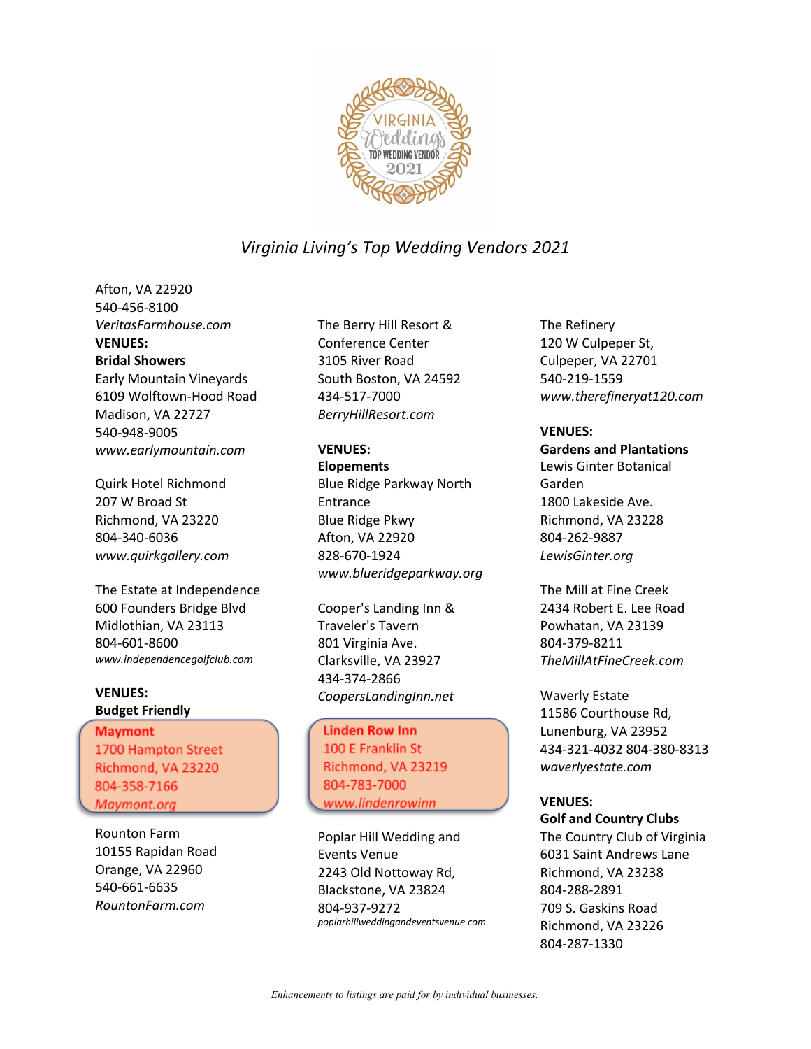VIRGINIA Weddings TOP WEDDING VENDOR 2021

*Virginia Living's Top Wedding Vendors 2021*

Afton, VA 22920
540-456-8100
*VeritasFarmhouse.com*

**VENUES:**
**Bridal Showers**

Early Mountain Vineyards
6109 Wolftown-Hood Road
Madison, VA 22727
540-948-9005
*www.earlymountain.com*

Quirk Hotel Richmond
207 W Broad St
Richmond, VA 23220
804-340-6036
*www.quirkgallery.com*

The Estate at Independence
600 Founders Bridge Blvd
Midlothian, VA 23113
804-601-8600
*www.independencegolfclub.com*

**VENUES:**
**Budget Friendly**

**Maymont**
1700 Hampton Street
Richmond, VA 23220
804-358-7166
*Maymont.org*

Rounton Farm
10155 Rapidan Road
Orange, VA 22960
540-661-6635
*RountonFarm.com*

The Berry Hill Resort & Conference Center
3105 River Road
South Boston, VA 24592
434-517-7000
*BerryHillResort.com*

**VENUES:**
**Elopements**

Blue Ridge Parkway North Entrance
Blue Ridge Pkwy
Afton, VA 22920
828-670-1924
*www.blueridgeparkway.org*

Cooper's Landing Inn & Traveler's Tavern
801 Virginia Ave.
Clarksville, VA 23927
434-374-2866
*CoopersLandingInn.net*

**Linden Row Inn**
100 E Franklin St
Richmond, VA 23219
804-783-7000
*www.lindenrowinn*

Poplar Hill Wedding and Events Venue
2243 Old Nottoway Rd,
Blackstone, VA 23824
804-937-9272
*poplarhillweddingandeventsvenue.com*

The Refinery
120 W Culpeper St,
Culpeper, VA 22701
540-219-1559
*www.therefineryat120.com*

**VENUES:**
**Gardens and Plantations**

Lewis Ginter Botanical Garden
1800 Lakeside Ave.
Richmond, VA 23228
804-262-9887
*LewisGinter.org*

The Mill at Fine Creek
2434 Robert E. Lee Road
Powhatan, VA 23139
804-379-8211
*TheMillAtFineCreek.com*

Waverly Estate
11586 Courthouse Rd,
Lunenburg, VA 23952
434-321-4032 804-380-8313
*waverlyestate.com*

**VENUES:**
**Golf and Country Clubs**

The Country Club of Virginia
6031 Saint Andrews Lane
Richmond, VA 23238
804-288-2891
709 S. Gaskins Road
Richmond, VA 23226
804-287-1330

*Enhancements to listings are paid for by individual businesses.*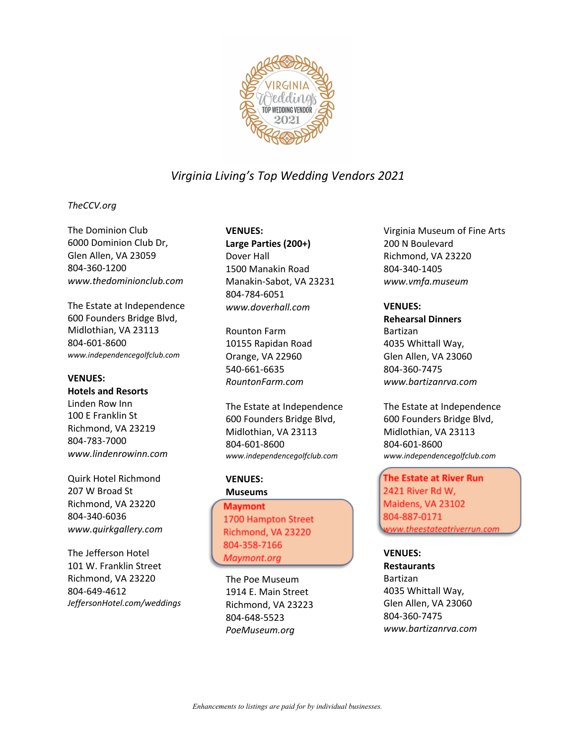*Virginia Living's Top Wedding Vendors 2021*

*TheCCV.org*

The Dominion Club
6000 Dominion Club Dr,
Glen Allen, VA 23059
804-360-1200
*www.thedominionclub.com*

The Estate at Independence
600 Founders Bridge Blvd,
Midlothian, VA 23113
804-601-8600
*www.independencegolfclub.com*

**VENUES:**
**Hotels and Resorts**

Linden Row Inn
100 E Franklin St
Richmond, VA 23219
804-783-7000
*www.lindenrowinn.com*

Quirk Hotel Richmond
207 W Broad St
Richmond, VA 23220
804-340-6036
*www.quirkgallery.com*

The Jefferson Hotel
101 W. Franklin Street
Richmond, VA 23220
804-649-4612
*JeffersonHotel.com/weddings*

**VENUES:**
**Large Parties (200+)**

Dover Hall
1500 Manakin Road
Manakin-Sabot, VA 23231
804-784-6051
*www.doverhall.com*

Rounton Farm
10155 Rapidan Road
Orange, VA 22960
540-661-6635
*RountonFarm.com*

The Estate at Independence
600 Founders Bridge Blvd,
Midlothian, VA 23113
804-601-8600
*www.independencegolfclub.com*

**VENUES:**
**Museums**

**Maymont**
1700 Hampton Street
Richmond, VA 23220
804-358-7166
*Maymont.org*

The Poe Museum
1914 E. Main Street
Richmond, VA 23223
804-648-5523
*PoeMuseum.org*

Virginia Museum of Fine Arts
200 N Boulevard
Richmond, VA 23220
804-340-1405
*www.vmfa.museum*

**VENUES:**
**Rehearsal Dinners**

Bartizan
4035 Whittall Way,
Glen Allen, VA 23060
804-360-7475
*www.bartizanrva.com*

The Estate at Independence
600 Founders Bridge Blvd,
Midlothian, VA 23113
804-601-8600
*www.independencegolfclub.com*

**The Estate at River Run**
2421 River Rd W,
Maidens, VA 23102
804-887-0171
*www.theestateatriverrun.com*

**VENUES:**
**Restaurants**

Bartizan
4035 Whittall Way,
Glen Allen, VA 23060
804-360-7475
*www.bartizanrva.com*

*Enhancements to listings are paid for by individual businesses.*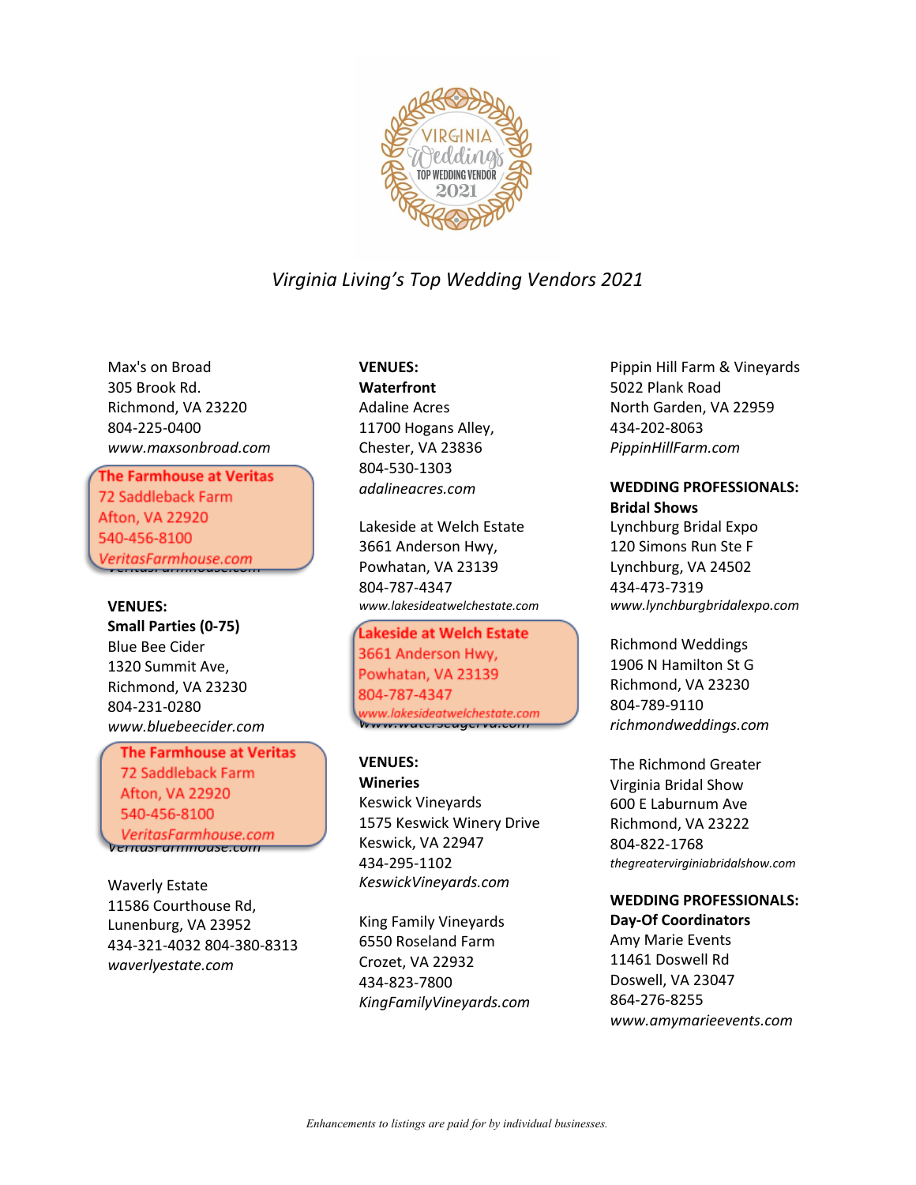VIRGINIA Weddings TOP WEDDING VENDOR 2021

*Virginia Living's Top Wedding Vendors 2021*

Max's on Broad
305 Brook Rd.
Richmond, VA 23220
804-225-0400
*www.maxsonbroad.com*

**The Farmhouse at Veritas**
72 Saddleback Farm
Afton, VA 22920
540-456-8100
*VeritasFarmhouse.com*

**VENUES:**
**Small Parties (0-75)**

Blue Bee Cider
1320 Summit Ave,
Richmond, VA 23230
804-231-0280
*www.bluebeecider.com*

**The Farmhouse at Veritas**
72 Saddleback Farm
Afton, VA 22920
540-456-8100
*VeritasFarmhouse.com*

Waverly Estate
11586 Courthouse Rd,
Lunenburg, VA 23952
434-321-4032 804-380-8313
*waverlyestate.com*

**VENUES:**
**Waterfront**

Adaline Acres
11700 Hogans Alley,
Chester, VA 23836
804-530-1303
*adalineacres.com*

Lakeside at Welch Estate
3661 Anderson Hwy,
Powhatan, VA 23139
804-787-4347
*www.lakesideatwelchestate.com*

**Lakeside at Welch Estate**
3661 Anderson Hwy,
Powhatan, VA 23139
804-787-4347
*www.lakesideatwelchestate.com*

**VENUES:**
**Wineries**

Keswick Vineyards
1575 Keswick Winery Drive
Keswick, VA 22947
434-295-1102
*KeswickVineyards.com*

King Family Vineyards
6550 Roseland Farm
Crozet, VA 22932
434-823-7800
*KingFamilyVineyards.com*

Pippin Hill Farm & Vineyards
5022 Plank Road
North Garden, VA 22959
434-202-8063
*PippinHillFarm.com*

**WEDDING PROFESSIONALS:**
**Bridal Shows**

Lynchburg Bridal Expo
120 Simons Run Ste F
Lynchburg, VA 24502
434-473-7319
*www.lynchburgbridalexpo.com*

Richmond Weddings
1906 N Hamilton St G
Richmond, VA 23230
804-789-9110
*richmondweddings.com*

The Richmond Greater Virginia Bridal Show
600 E Laburnum Ave
Richmond, VA 23222
804-822-1768
*thegreatervirginiabridalshow.com*

**WEDDING PROFESSIONALS:**
**Day-Of Coordinators**

Amy Marie Events
11461 Doswell Rd
Doswell, VA 23047
864-276-8255
*www.amymarieevents.com*

*Enhancements to listings are paid for by individual businesses.*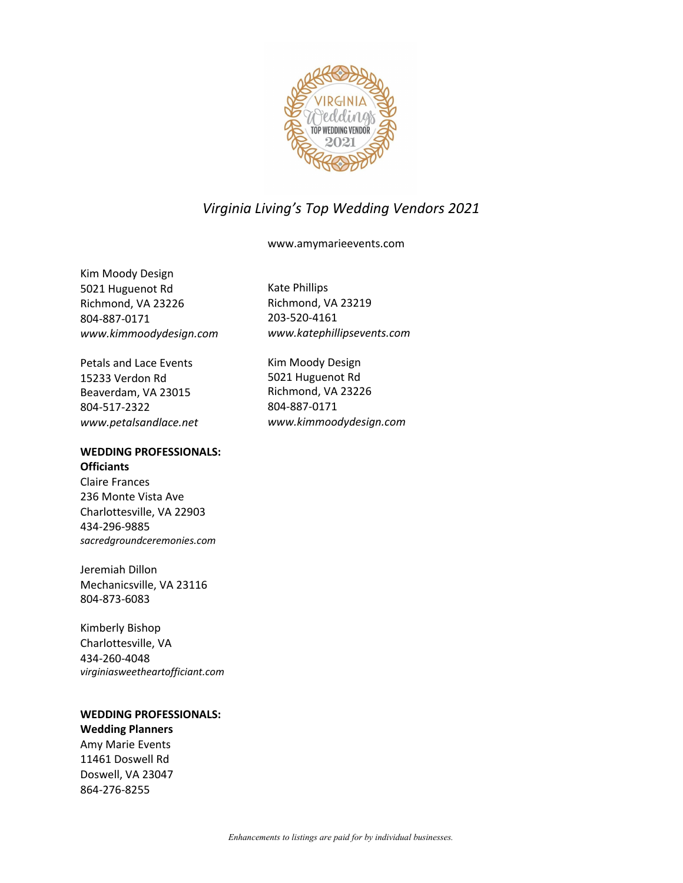VIRGINIA Weddings TOP WEDDING VENDOR 2021

*Virginia Living's Top Wedding Vendors 2021*

Kim Moody Design
5021 Huguenot Rd
Richmond, VA 23226
804-887-0171
*www.kimmoodydesign.com*

Petals and Lace Events
15233 Verdon Rd
Beaverdam, VA 23015
804-517-2322
*www.petalsandlace.net*

**WEDDING PROFESSIONALS:**
**Officiants**

Claire Frances
236 Monte Vista Ave
Charlottesville, VA 22903
434-296-9885
*sacredgroundceremonies.com*

Jeremiah Dillon
Mechanicsville, VA 23116
804-873-6083

Kimberly Bishop
Charlottesville, VA
434-260-4048
*virginiasweetheartofficiant.com*

**WEDDING PROFESSIONALS:**
**Wedding Planners**

Amy Marie Events
11461 Doswell Rd
Doswell, VA 23047
864-276-8255
www.amymarieevents.com

Kate Phillips
Richmond, VA 23219
203-520-4161
*www.katephillipsevents.com*

Kim Moody Design
5021 Huguenot Rd
Richmond, VA 23226
804-887-0171
*www.kimmoodydesign.com*

*Enhancements to listings are paid for by individual businesses.*